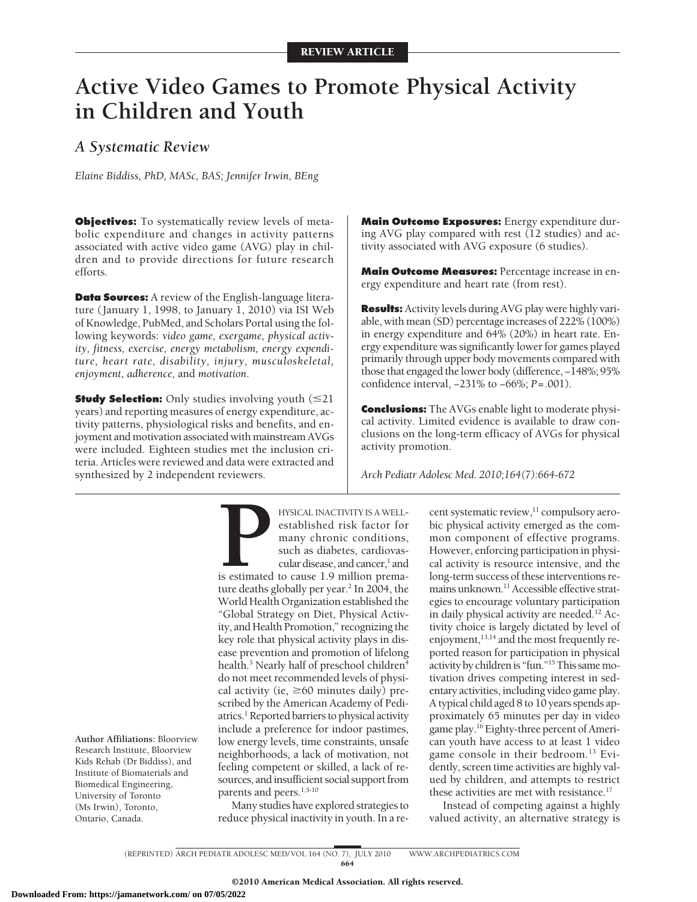REVIEW ARTICLE

# Active Video Games to Promote Physical Activity in Children and Youth

## *A Systematic Review*

*Elaine Biddiss, PhD, MASc, BAS; Jennifer Irwin, BEng*

**Objectives:** To systematically review levels of metabolic expenditure and changes in activity patterns associated with active video game (AVG) play in children and to provide directions for future research efforts.

**Data Sources:** A review of the English-language literature (January 1, 1998, to January 1, 2010) via ISI Web of Knowledge, PubMed, and Scholars Portal using the following keywords: *video game, exergame, physical activity, fitness, exercise, energy metabolism, energy expenditure, heart rate, disability, injury, musculoskeletal, enjoyment, adherence,* and *motivation.*

**Study Selection:** Only studies involving youth (≤21 years) and reporting measures of energy expenditure, activity patterns, physiological risks and benefits, and enjoyment and motivation associated with mainstream AVGs were included. Eighteen studies met the inclusion criteria. Articles were reviewed and data were extracted and synthesized by 2 independent reviewers.

**Main Outcome Exposures:** Energy expenditure during AVG play compared with rest (12 studies) and activity associated with AVG exposure (6 studies).

**Main Outcome Measures:** Percentage increase in energy expenditure and heart rate (from rest).

**Results:** Activity levels during AVG play were highly variable, with mean (SD) percentage increases of 222% (100%) in energy expenditure and 64% (20%) in heart rate. Energy expenditure was significantly lower for games played primarily through upper body movements compared with those that engaged the lower body (difference, −148%; 95% confidence interval, −231% to −66%; *P*=.001).

**Conclusions:** The AVGs enable light to moderate physical activity. Limited evidence is available to draw conclusions on the long-term efficacy of AVGs for physical activity promotion.

*Arch Pediatr Adolesc Med. 2010;164(7):664-672*

Author Affiliations: Bloorview Research Institute, Bloorview Kids Rehab (Dr Biddiss), and Institute of Biomaterials and Biomedical Engineering, University of Toronto (Ms Irwin), Toronto, Ontario, Canada.

PHYSICAL INACTIVITY IS A WELL-established risk factor for many chronic conditions, such as diabetes, cardiovascular disease, and cancer,[1] and is estimated to cause 1.9 million premature deaths globally per year.[2] In 2004, the World Health Organization established the "Global Strategy on Diet, Physical Activity, and Health Promotion," recognizing the key role that physical activity plays in disease prevention and promotion of lifelong health.[3] Nearly half of preschool children[4] do not meet recommended levels of physical activity (ie, ≥60 minutes daily) prescribed by the American Academy of Pediatrics.[1] Reported barriers to physical activity include a preference for indoor pastimes, low energy levels, time constraints, unsafe neighborhoods, a lack of motivation, not feeling competent or skilled, a lack of resources, and insufficient social support from parents and peers.[1,5-10]

Many studies have explored strategies to reduce physical inactivity in youth. In a recent systematic review,[11] compulsory aerobic physical activity emerged as the common component of effective programs. However, enforcing participation in physical activity is resource intensive, and the long-term success of these interventions remains unknown.[11] Accessible effective strategies to encourage voluntary participation in daily physical activity are needed.[12] Activity choice is largely dictated by level of enjoyment,[13,14] and the most frequently reported reason for participation in physical activity by children is "fun."[15] This same motivation drives competing interest in sedentary activities, including video game play. A typical child aged 8 to 10 years spends approximately 65 minutes per day in video game play.[16] Eighty-three percent of American youth have access to at least 1 video game console in their bedroom.[13] Evidently, screen time activities are highly valued by children, and attempts to restrict these activities are met with resistance.[17]

Instead of competing against a highly valued activity, an alternative strategy is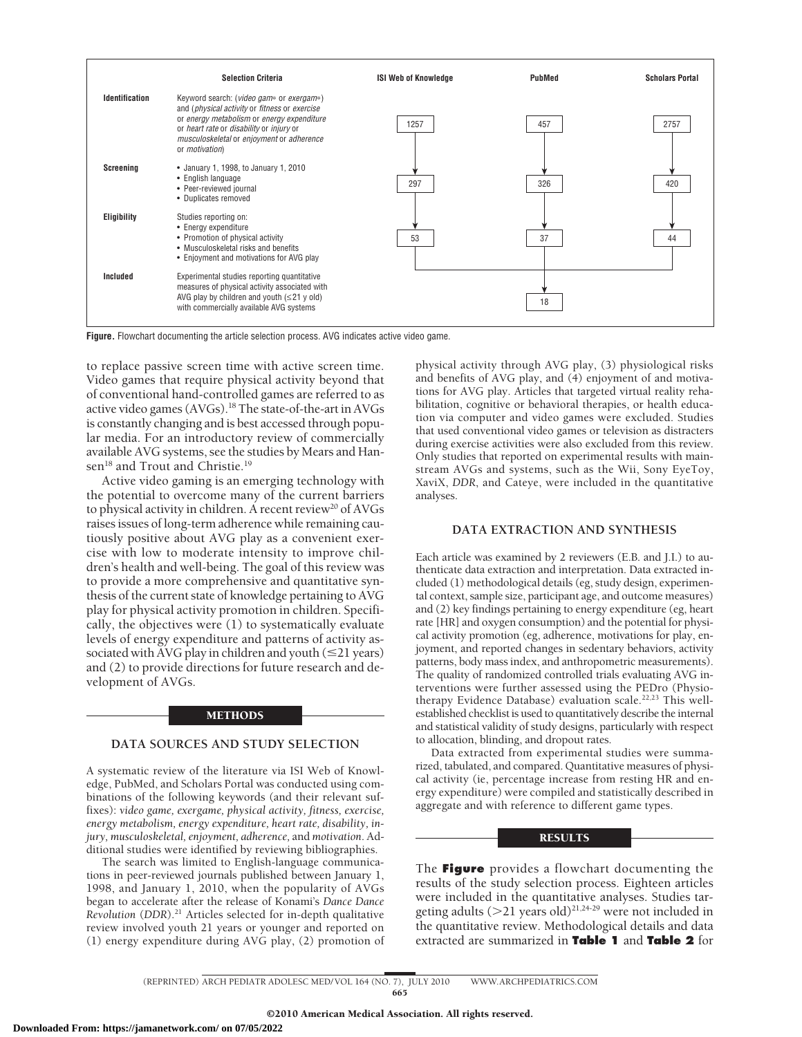| | Selection Criteria | ISI Web of Knowledge | PubMed | Scholars Portal |
|---|---|---|---|---|
| Identification | Keyword search: (*video gam\** or *exergam\**) and (*physical activity* or *fitness* or *exercise* or *energy metabolism* or *energy expenditure* or *heart rate* or *disability* or *injury* or *musculoskeletal* or *enjoyment* or *adherence* or *motivation*) | 1257 | 457 | 2757 |
| Screening | • January 1, 1998, to January 1, 2010 • English language • Peer-reviewed journal • Duplicates removed | 297 | 326 | 420 |
| Eligibility | Studies reporting on: • Energy expenditure • Promotion of physical activity • Musculoskeletal risks and benefits • Enjoyment and motivations for AVG play | 53 | 37 | 44 |
| Included | Experimental studies reporting quantitative measures of physical activity associated with AVG play by children and youth (≤21 y old) with commercially available AVG systems | | 18 | |

**Figure.** Flowchart documenting the article selection process. AVG indicates active video game.

to replace passive screen time with active screen time. Video games that require physical activity beyond that of conventional hand-controlled games are referred to as active video games (AVGs).[18] The state-of-the-art in AVGs is constantly changing and is best accessed through popular media. For an introductory review of commercially available AVG systems, see the studies by Mears and Hansen[18] and Trout and Christie.[19]

Active video gaming is an emerging technology with the potential to overcome many of the current barriers to physical activity in children. A recent review[20] of AVGs raises issues of long-term adherence while remaining cautiously positive about AVG play as a convenient exercise with low to moderate intensity to improve children's health and well-being. The goal of this review was to provide a more comprehensive and quantitative synthesis of the current state of knowledge pertaining to AVG play for physical activity promotion in children. Specifically, the objectives were (1) to systematically evaluate levels of energy expenditure and patterns of activity associated with AVG play in children and youth (≤21 years) and (2) to provide directions for future research and development of AVGs.

## METHODS

### DATA SOURCES AND STUDY SELECTION

A systematic review of the literature via ISI Web of Knowledge, PubMed, and Scholars Portal was conducted using combinations of the following keywords (and their relevant suffixes): *video game, exergame, physical activity, fitness, exercise, energy metabolism, energy expenditure, heart rate, disability, injury, musculoskeletal, enjoyment, adherence,* and *motivation*. Additional studies were identified by reviewing bibliographies.

The search was limited to English-language communications in peer-reviewed journals published between January 1, 1998, and January 1, 2010, when the popularity of AVGs began to accelerate after the release of Konami's *Dance Dance Revolution* (*DDR*).[21] Articles selected for in-depth qualitative review involved youth 21 years or younger and reported on (1) energy expenditure during AVG play, (2) promotion of physical activity through AVG play, (3) physiological risks and benefits of AVG play, and (4) enjoyment of and motivations for AVG play. Articles that targeted virtual reality rehabilitation, cognitive or behavioral therapies, or health education via computer and video games were excluded. Studies that used conventional video games or television as distracters during exercise activities were also excluded from this review. Only studies that reported on experimental results with mainstream AVGs and systems, such as the Wii, Sony EyeToy, XaviX, *DDR*, and Cateye, were included in the quantitative analyses.

### DATA EXTRACTION AND SYNTHESIS

Each article was examined by 2 reviewers (E.B. and J.I.) to authenticate data extraction and interpretation. Data extracted included (1) methodological details (eg, study design, experimental context, sample size, participant age, and outcome measures) and (2) key findings pertaining to energy expenditure (eg, heart rate [HR] and oxygen consumption) and the potential for physical activity promotion (eg, adherence, motivations for play, enjoyment, and reported changes in sedentary behaviors, activity patterns, body mass index, and anthropometric measurements). The quality of randomized controlled trials evaluating AVG interventions were further assessed using the PEDro (Physiotherapy Evidence Database) evaluation scale.[22,23] This well-established checklist is used to quantitatively describe the internal and statistical validity of study designs, particularly with respect to allocation, blinding, and dropout rates.

Data extracted from experimental studies were summarized, tabulated, and compared. Quantitative measures of physical activity (ie, percentage increase from resting HR and energy expenditure) were compiled and statistically described in aggregate and with reference to different game types.

## RESULTS

The **Figure** provides a flowchart documenting the results of the study selection process. Eighteen articles were included in the quantitative analyses. Studies targeting adults (>21 years old)[21,24-29] were not included in the quantitative review. Methodological details and data extracted are summarized in **Table 1** and **Table 2** for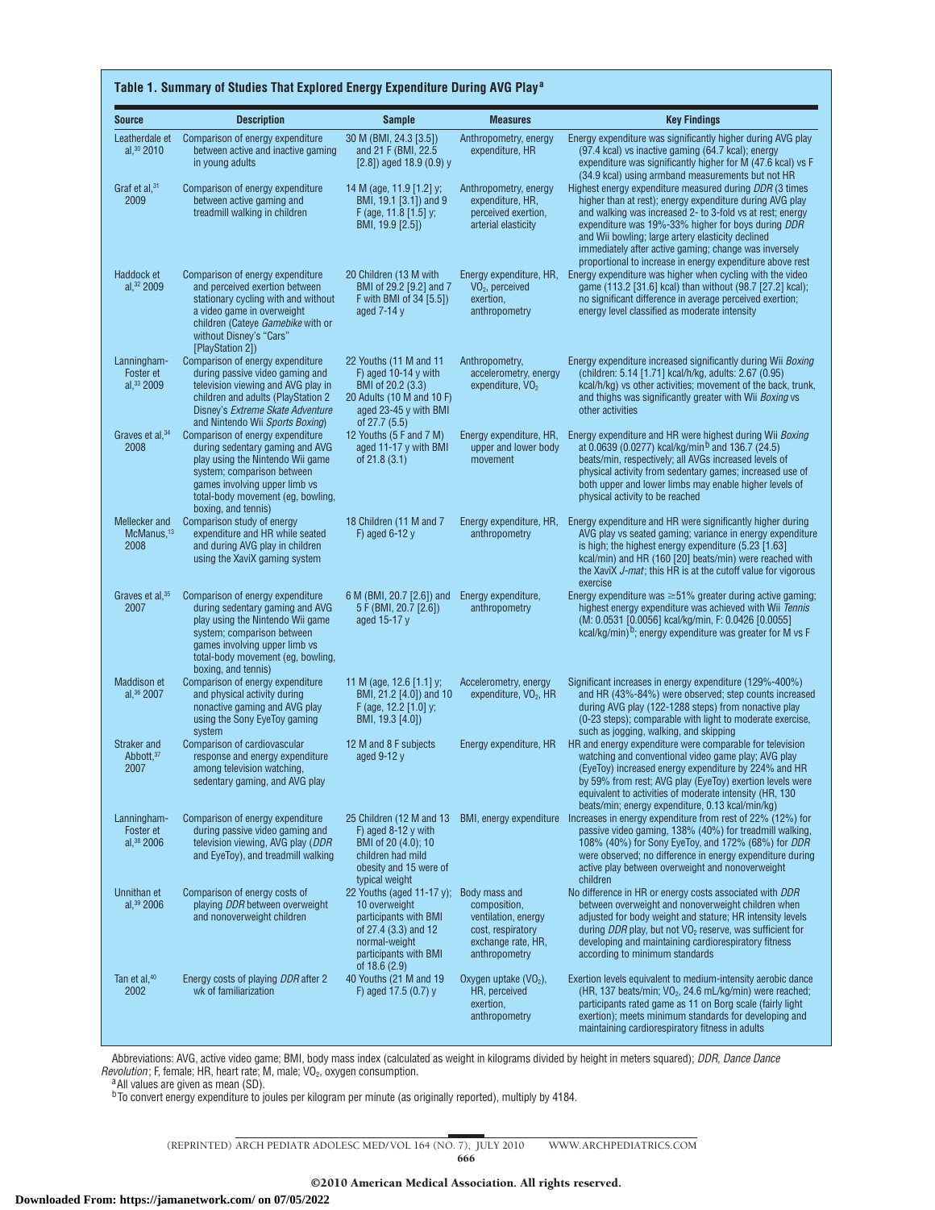**Table 1. Summary of Studies That Explored Energy Expenditure During AVG Play[a]**

| Source | Description | Sample | Measures | Key Findings |
|---|---|---|---|---|
| Leatherdale et al,[30] 2010 | Comparison of energy expenditure between active and inactive gaming in young adults | 30 M (BMI, 24.3 [3.5]) and 21 F (BMI, 22.5 [2.8]) aged 18.9 (0.9) y | Anthropometry, energy expenditure, HR | Energy expenditure was significantly higher during AVG play (97.4 kcal) vs inactive gaming (64.7 kcal); energy expenditure was significantly higher for M (47.6 kcal) vs F (34.9 kcal) using armband measurements but not HR |
| Graf et al,[31] 2009 | Comparison of energy expenditure between active gaming and treadmill walking in children | 14 M (age, 11.9 [1.2] y; BMI, 19.1 [3.1]) and 9 F (age, 11.8 [1.5] y; BMI, 19.9 [2.5]) | Anthropometry, energy expenditure, HR, perceived exertion, arterial elasticity | Highest energy expenditure measured during *DDR* (3 times higher than at rest); energy expenditure during AVG play and walking was increased 2- to 3-fold vs at rest; energy expenditure was 19%-33% higher for boys during *DDR* and Wii bowling; large artery elasticity declined immediately after active gaming; change was inversely proportional to increase in energy expenditure above rest |
| Haddock et al,[32] 2009 | Comparison of energy expenditure and perceived exertion between stationary cycling with and without a video game in overweight children (Cateye *Gamebike* with or without Disney's "Cars" [PlayStation 2]) | 20 Children (13 M with BMI of 29.2 [9.2] and 7 F with BMI of 34 [5.5]) aged 7-14 y | Energy expenditure, HR, $VO_2$, perceived exertion, anthropometry | Energy expenditure was higher when cycling with the video game (113.2 [31.6] kcal) than without (98.7 [27.2] kcal); no significant difference in average perceived exertion; energy level classified as moderate intensity |
| Lanningham-Foster et al,[33] 2009 | Comparison of energy expenditure during passive video gaming and television viewing and AVG play in children and adults (PlayStation 2 Disney's *Extreme Skate Adventure* and Nintendo Wii *Sports Boxing*) | 22 Youths (11 M and 11 F) aged 10-14 y with BMI of 20.2 (3.3) 20 Adults (10 M and 10 F) aged 23-45 y with BMI of 27.7 (5.5) | Anthropometry, accelerometry, energy expenditure, $VO_2$ | Energy expenditure increased significantly during Wii *Boxing* (children: 5.14 [1.71] kcal/h/kg, adults: 2.67 (0.95) kcal/h/kg) vs other activities; movement of the back, trunk, and thighs was significantly greater with Wii *Boxing* vs other activities |
| Graves et al,[34] 2008 | Comparison of energy expenditure during sedentary gaming and AVG play using the Nintendo Wii game system; comparison between games involving upper limb vs total-body movement (eg, bowling, boxing, and tennis) | 12 Youths (5 F and 7 M) aged 11-17 y with BMI of 21.8 (3.1) | Energy expenditure, HR, upper and lower body movement | Energy expenditure and HR were highest during Wii *Boxing* at 0.0639 (0.0277) kcal/kg/min[b] and 136.7 (24.5) beats/min, respectively; all AVGs increased levels of physical activity from sedentary games; increased use of both upper and lower limbs may enable higher levels of physical activity to be reached |
| Mellecker and McManus,[13] 2008 | Comparison study of energy expenditure and HR while seated and during AVG play in children using the XaviX gaming system | 18 Children (11 M and 7 F) aged 6-12 y | Energy expenditure, HR, anthropometry | Energy expenditure and HR were significantly higher during AVG play vs seated gaming; variance in energy expenditure is high; the highest energy expenditure (5.23 [1.63] kcal/min) and HR (160 [20] beats/min) were reached with the XaviX *J-mat*; this HR is at the cutoff value for vigorous exercise |
| Graves et al,[35] 2007 | Comparison of energy expenditure during sedentary gaming and AVG play using the Nintendo Wii game system; comparison between games involving upper limb vs total-body movement (eg, bowling, boxing, and tennis) | 6 M (BMI, 20.7 [2.6]) and 5 F (BMI, 20.7 [2.6]) aged 15-17 y | Energy expenditure, anthropometry | Energy expenditure was ≥51% greater during active gaming; highest energy expenditure was achieved with Wii *Tennis* (M: 0.0531 [0.0056] kcal/kg/min, F: 0.0426 [0.0055] kcal/kg/min)[b]; energy expenditure was greater for M vs F |
| Maddison et al,[36] 2007 | Comparison of energy expenditure and physical activity during nonactive gaming and AVG play using the Sony EyeToy gaming system | 11 M (age, 12.6 [1.1] y; BMI, 21.2 [4.0]) and 10 F (age, 12.2 [1.0] y; BMI, 19.3 [4.0]) | Accelerometry, energy expenditure, $VO_2$, HR | Significant increases in energy expenditure (129%-400%) and HR (43%-84%) were observed; step counts increased during AVG play (122-1288 steps) from nonactive play (0-23 steps); comparable with light to moderate exercise, such as jogging, walking, and skipping |
| Straker and Abbott,[37] 2007 | Comparison of cardiovascular response and energy expenditure among television watching, sedentary gaming, and AVG play | 12 M and 8 F subjects aged 9-12 y | Energy expenditure, HR | HR and energy expenditure were comparable for television watching and conventional video game play; AVG play (EyeToy) increased energy expenditure by 224% and HR by 59% from rest; AVG play (EyeToy) exertion levels were equivalent to activities of moderate intensity (HR, 130 beats/min; energy expenditure, 0.13 kcal/min/kg) |
| Lanningham-Foster et al,[38] 2006 | Comparison of energy expenditure during passive video gaming and television viewing, AVG play (*DDR* and EyeToy), and treadmill walking | 25 Children (12 M and 13 F) aged 8-12 y with BMI of 20 (4.0); 10 children had mild obesity and 15 were of typical weight | BMI, energy expenditure | Increases in energy expenditure from rest of 22% (12%) for passive video gaming, 138% (40%) for treadmill walking, 108% (40%) for Sony EyeToy, and 172% (68%) for *DDR* were observed; no difference in energy expenditure during active play between overweight and nonoverweight children |
| Unnithan et al,[39] 2006 | Comparison of energy costs of playing *DDR* between overweight and nonoverweight children | 22 Youths (aged 11-17 y); 10 overweight participants with BMI of 27.4 (3.3) and 12 normal-weight participants with BMI of 18.6 (2.9) | Body mass and composition, ventilation, energy cost, respiratory exchange rate, HR, anthropometry | No difference in HR or energy costs associated with *DDR* between overweight and nonoverweight children when adjusted for body weight and stature; HR intensity levels during *DDR* play, but not $VO_2$ reserve, was sufficient for developing and maintaining cardiorespiratory fitness according to minimum standards |
| Tan et al,[40] 2002 | Energy costs of playing *DDR* after 2 wk of familiarization | 40 Youths (21 M and 19 F) aged 17.5 (0.7) y | Oxygen uptake ($VO_2$), HR, perceived exertion, anthropometry | Exertion levels equivalent to medium-intensity aerobic dance (HR, 137 beats/min; $VO_2$, 24.6 mL/kg/min) were reached; participants rated game as 11 on Borg scale (fairly light exertion); meets minimum standards for developing and maintaining cardiorespiratory fitness in adults |

Abbreviations: AVG, active video game; BMI, body mass index (calculated as weight in kilograms divided by height in meters squared); *DDR*, *Dance Dance Revolution*; F, female; HR, heart rate; M, male; $VO_2$, oxygen consumption.

[a] All values are given as mean (SD).

[b] To convert energy expenditure to joules per kilogram per minute (as originally reported), multiply by 4184.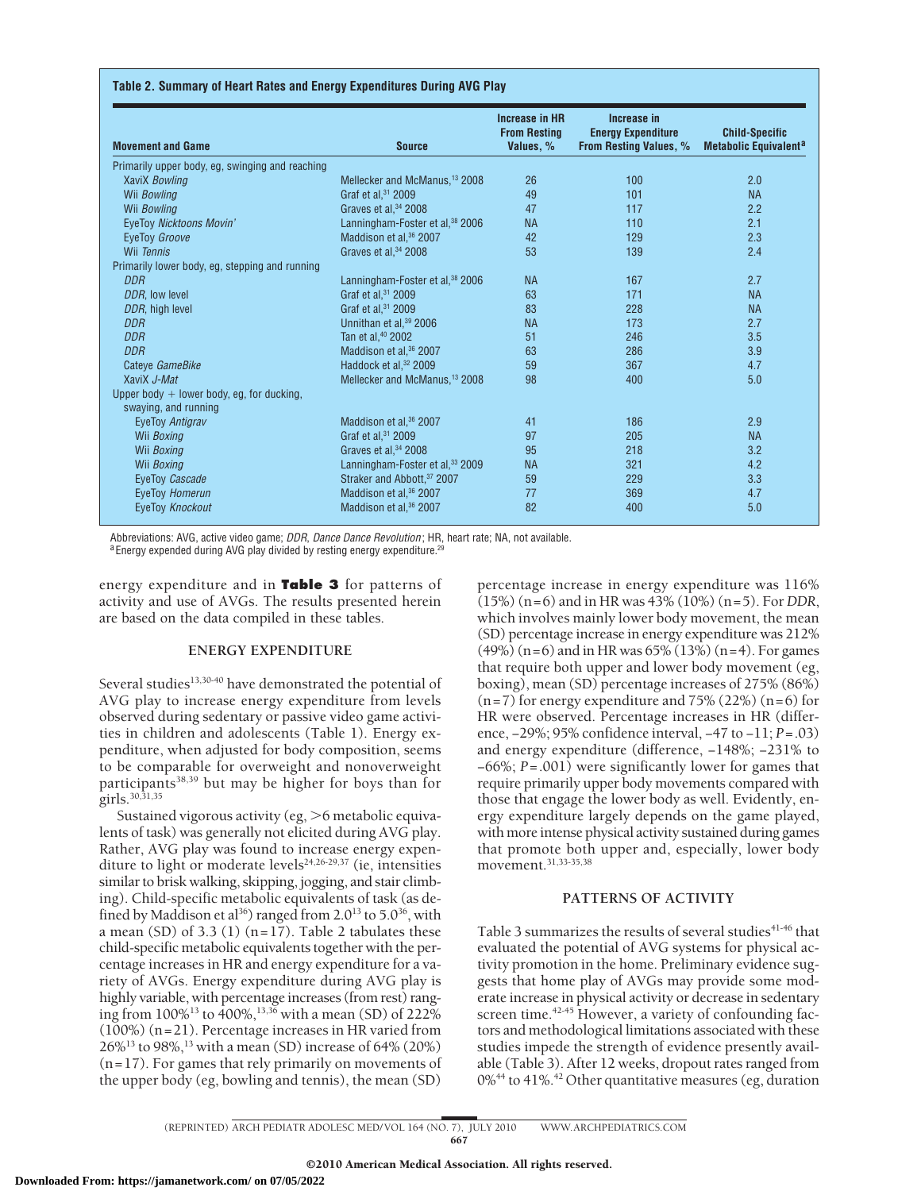**Table 2. Summary of Heart Rates and Energy Expenditures During AVG Play**

| Movement and Game | Source | Increase in HR From Resting Values, % | Increase in Energy Expenditure From Resting Values, % | Child-Specific Metabolic Equivalent[a] |
|---|---|---|---|---|
| Primarily upper body, eg, swinging and reaching | | | | |
| XaviX *Bowling* | Mellecker and McManus,[13] 2008 | 26 | 100 | 2.0 |
| Wii *Bowling* | Graf et al,[31] 2009 | 49 | 101 | NA |
| Wii *Bowling* | Graves et al,[34] 2008 | 47 | 117 | 2.2 |
| EyeToy *Nicktoons Movin'* | Lanningham-Foster et al,[38] 2006 | NA | 110 | 2.1 |
| EyeToy *Groove* | Maddison et al,[36] 2007 | 42 | 129 | 2.3 |
| Wii *Tennis* | Graves et al,[34] 2008 | 53 | 139 | 2.4 |
| Primarily lower body, eg, stepping and running | | | | |
| *DDR* | Lanningham-Foster et al,[38] 2006 | NA | 167 | 2.7 |
| *DDR*, low level | Graf et al,[31] 2009 | 63 | 171 | NA |
| *DDR*, high level | Graf et al,[31] 2009 | 83 | 228 | NA |
| *DDR* | Unnithan et al,[39] 2006 | NA | 173 | 2.7 |
| *DDR* | Tan et al,[40] 2002 | 51 | 246 | 3.5 |
| *DDR* | Maddison et al,[36] 2007 | 63 | 286 | 3.9 |
| Cateye *GameBike* | Haddock et al,[32] 2009 | 59 | 367 | 4.7 |
| XaviX *J-Mat* | Mellecker and McManus,[13] 2008 | 98 | 400 | 5.0 |
| Upper body + lower body, eg, for ducking, swaying, and running | | | | |
| EyeToy *Antigrav* | Maddison et al,[36] 2007 | 41 | 186 | 2.9 |
| Wii *Boxing* | Graf et al,[31] 2009 | 97 | 205 | NA |
| Wii *Boxing* | Graves et al,[34] 2008 | 95 | 218 | 3.2 |
| Wii *Boxing* | Lanningham-Foster et al,[33] 2009 | NA | 321 | 4.2 |
| EyeToy *Cascade* | Straker and Abbott,[37] 2007 | 59 | 229 | 3.3 |
| EyeToy *Homerun* | Maddison et al,[36] 2007 | 77 | 369 | 4.7 |
| EyeToy *Knockout* | Maddison et al,[36] 2007 | 82 | 400 | 5.0 |

Abbreviations: AVG, active video game; *DDR*, *Dance Dance Revolution*; HR, heart rate; NA, not available.
[a] Energy expended during AVG play divided by resting energy expenditure.[29]

energy expenditure and in **Table 3** for patterns of activity and use of AVGs. The results presented herein are based on the data compiled in these tables.

## ENERGY EXPENDITURE

Several studies[13,30-40] have demonstrated the potential of AVG play to increase energy expenditure from levels observed during sedentary or passive video game activities in children and adolescents (Table 1). Energy expenditure, when adjusted for body composition, seems to be comparable for overweight and nonoverweight participants[38,39] but may be higher for boys than for girls.[30,31,35]

Sustained vigorous activity (eg, >6 metabolic equivalents of task) was generally not elicited during AVG play. Rather, AVG play was found to increase energy expenditure to light or moderate levels[24,26-29,37] (ie, intensities similar to brisk walking, skipping, jogging, and stair climbing). Child-specific metabolic equivalents of task (as defined by Maddison et al[36]) ranged from 2.0[13] to 5.0[36], with a mean (SD) of 3.3 (1) (n=17). Table 2 tabulates these child-specific metabolic equivalents together with the percentage increases in HR and energy expenditure for a variety of AVGs. Energy expenditure during AVG play is highly variable, with percentage increases (from rest) ranging from 100%[13] to 400%,[13,36] with a mean (SD) of 222% (100%) (n=21). Percentage increases in HR varied from 26%[13] to 98%,[13] with a mean (SD) increase of 64% (20%) (n=17). For games that rely primarily on movements of the upper body (eg, bowling and tennis), the mean (SD) percentage increase in energy expenditure was 116% (15%) (n=6) and in HR was 43% (10%) (n=5). For *DDR*, which involves mainly lower body movement, the mean (SD) percentage increase in energy expenditure was 212% (49%) (n=6) and in HR was 65% (13%) (n=4). For games that require both upper and lower body movement (eg, boxing), mean (SD) percentage increases of 275% (86%) (n=7) for energy expenditure and 75% (22%) (n=6) for HR were observed. Percentage increases in HR (difference, −29%; 95% confidence interval, −47 to −11; $P=.03$) and energy expenditure (difference, −148%; −231% to −66%; $P=.001$) were significantly lower for games that require primarily upper body movements compared with those that engage the lower body as well. Evidently, energy expenditure largely depends on the game played, with more intense physical activity sustained during games that promote both upper and, especially, lower body movement.[31,33-35,38]

## PATTERNS OF ACTIVITY

Table 3 summarizes the results of several studies[41-46] that evaluated the potential of AVG systems for physical activity promotion in the home. Preliminary evidence suggests that home play of AVGs may provide some moderate increase in physical activity or decrease in sedentary screen time.[42-45] However, a variety of confounding factors and methodological limitations associated with these studies impede the strength of evidence presently available (Table 3). After 12 weeks, dropout rates ranged from 0%[44] to 41%.[42] Other quantitative measures (eg, duration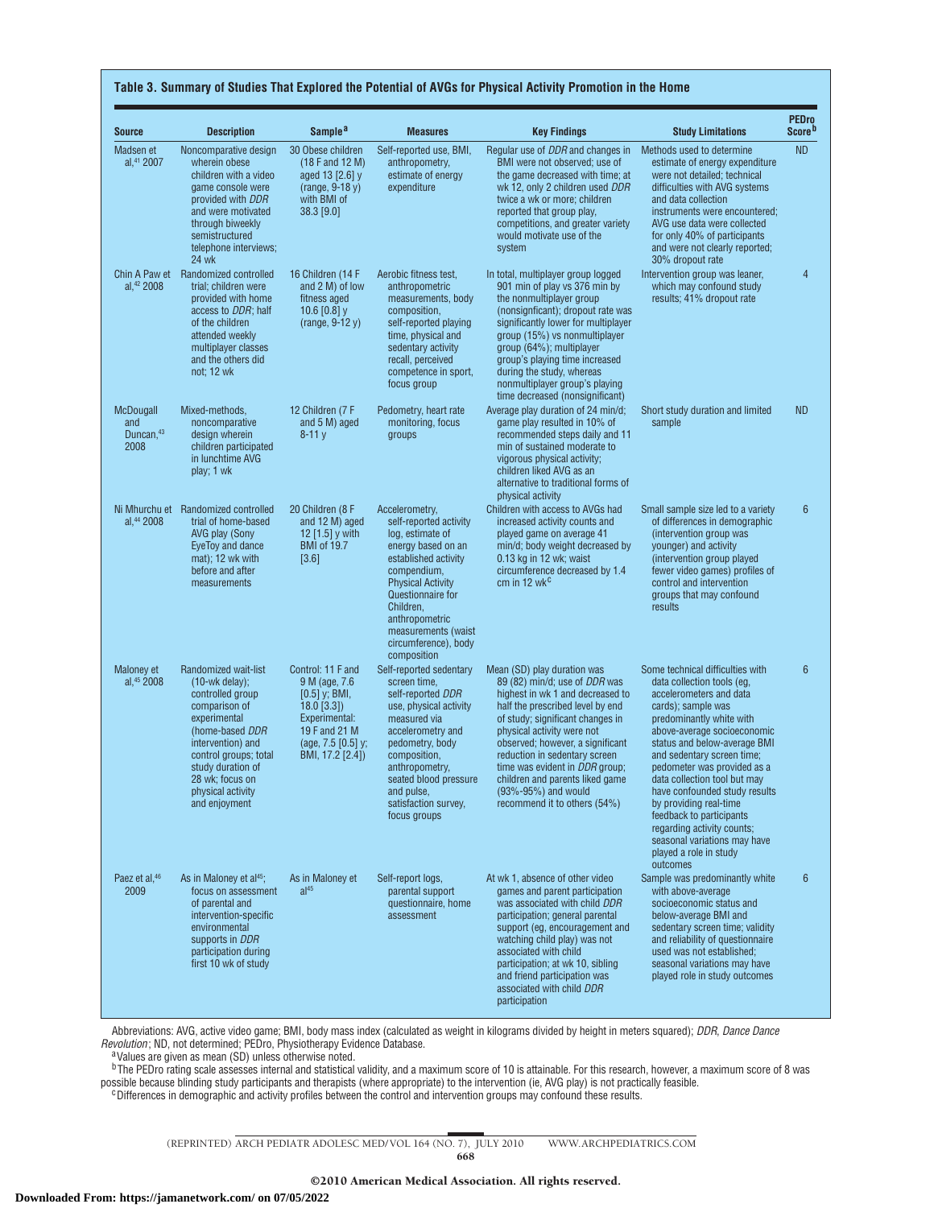**Table 3. Summary of Studies That Explored the Potential of AVGs for Physical Activity Promotion in the Home**

| Source | Description | Sample[a] | Measures | Key Findings | Study Limitations | PEDro Score[b] |
|---|---|---|---|---|---|---|
| Madsen et al,[41] 2007 | Noncomparative design wherein obese children with a video game console were provided with *DDR* and were motivated through biweekly semistructured telephone interviews; 24 wk | 30 Obese children (18 F and 12 M) aged 13 [2.6] y (range, 9-18 y) with BMI of 38.3 [9.0] | Self-reported use, BMI, anthropometry, estimate of energy expenditure | Regular use of *DDR* and changes in BMI were not observed; use of the game decreased with time; at wk 12, only 2 children used *DDR* twice a wk or more; children reported that group play, competitions, and greater variety would motivate use of the system | Methods used to determine estimate of energy expenditure were not detailed; technical difficulties with AVG systems and data collection instruments were encountered; AVG use data were collected for only 40% of participants and were not clearly reported; 30% dropout rate | ND |
| Chin A Paw et al,[42] 2008 | Randomized controlled trial; children were provided with home access to *DDR*; half of the children attended weekly multiplayer classes and the others did not; 12 wk | 16 Children (14 F and 2 M) of low fitness aged 10.6 [0.8] y (range, 9-12 y) | Aerobic fitness test, anthropometric measurements, body composition, self-reported playing time, physical and sedentary activity recall, perceived competence in sport, focus group | In total, multiplayer group logged 901 min of play vs 376 min by the nonmultiplayer group (nonsignificant); dropout rate was significantly lower for multiplayer group (15%) vs nonmultiplayer group (64%); multiplayer group's playing time increased during the study, whereas nonmultiplayer group's playing time decreased (nonsignificant) | Intervention group was leaner, which may confound study results; 41% dropout rate | 4 |
| McDougall and Duncan,[43] 2008 | Mixed-methods, noncomparative design wherein children participated in lunchtime AVG play; 1 wk | 12 Children (7 F and 5 M) aged 8-11 y | Pedometry, heart rate monitoring, focus groups | Average play duration of 24 min/d; game play resulted in 10% of recommended steps daily and 11 min of sustained moderate to vigorous physical activity; children liked AVG as an alternative to traditional forms of physical activity | Short study duration and limited sample | ND |
| Ni Mhurchu et al,[44] 2008 | Randomized controlled trial of home-based AVG play (Sony EyeToy and dance mat); 12 wk with before and after measurements | 20 Children (8 F and 12 M) aged 12 [1.5] y with BMI of 19.7 [3.6] | Accelerometry, self-reported activity log, estimate of energy based on an established activity compendium, Physical Activity Questionnaire for Children, anthropometric measurements (waist circumference), body composition | Children with access to AVGs had increased activity counts and played game on average 41 min/d; body weight decreased by 0.13 kg in 12 wk; waist circumference decreased by 1.4 cm in 12 wk[c] | Small sample size led to a variety of differences in demographic (intervention group was younger) and activity (intervention group played fewer video games) profiles of control and intervention groups that may confound results | 6 |
| Maloney et al,[45] 2008 | Randomized wait-list (10-wk delay); controlled group comparison of experimental (home-based *DDR* intervention) and control groups; total study duration of 28 wk; focus on physical activity and enjoyment | Control: 11 F and 9 M (age, 7.6 [0.5] y; BMI, 18.0 [3.3]) Experimental: 19 F and 21 M (age, 7.5 [0.5] y; BMI, 17.2 [2.4]) | Self-reported sedentary screen time, self-reported *DDR* use, physical activity measured via accelerometry and pedometry, body composition, anthropometry, seated blood pressure and pulse, satisfaction survey, focus groups | Mean (SD) play duration was 89 (82) min/d; use of *DDR* was highest in wk 1 and decreased to half the prescribed level by end of study; significant changes in physical activity were not observed; however, a significant reduction in sedentary screen time was evident in *DDR* group; children and parents liked game (93%-95%) and would recommend it to others (54%) | Some technical difficulties with data collection tools (eg, accelerometers and data cards); sample was predominantly white with above-average socioeconomic status and below-average BMI and sedentary screen time; pedometer was provided as a data collection tool but may have confounded study results by providing real-time feedback to participants regarding activity counts; seasonal variations may have played a role in study outcomes | 6 |
| Paez et al,[46] 2009 | As in Maloney et al[45]; focus on assessment of parental and intervention-specific environmental supports in *DDR* participation during first 10 wk of study | As in Maloney et al[45] | Self-report logs, parental support questionnaire, home assessment | At wk 1, absence of other video games and parent participation was associated with child *DDR* participation; general parental support (eg, encouragement and watching child play) was not associated with child participation; at wk 10, sibling and friend participation was associated with child *DDR* participation | Sample was predominantly white with above-average socioeconomic status and below-average BMI and sedentary screen time; validity and reliability of questionnaire used was not established; seasonal variations may have played role in study outcomes | 6 |

Abbreviations: AVG, active video game; BMI, body mass index (calculated as weight in kilograms divided by height in meters squared); *DDR*, *Dance Dance Revolution*; ND, not determined; PEDro, Physiotherapy Evidence Database.

[a] Values are given as mean (SD) unless otherwise noted.

[b] The PEDro rating scale assesses internal and statistical validity, and a maximum score of 10 is attainable. For this research, however, a maximum score of 8 was possible because blinding study participants and therapists (where appropriate) to the intervention (ie, AVG play) is not practically feasible.

[c] Differences in demographic and activity profiles between the control and intervention groups may confound these results.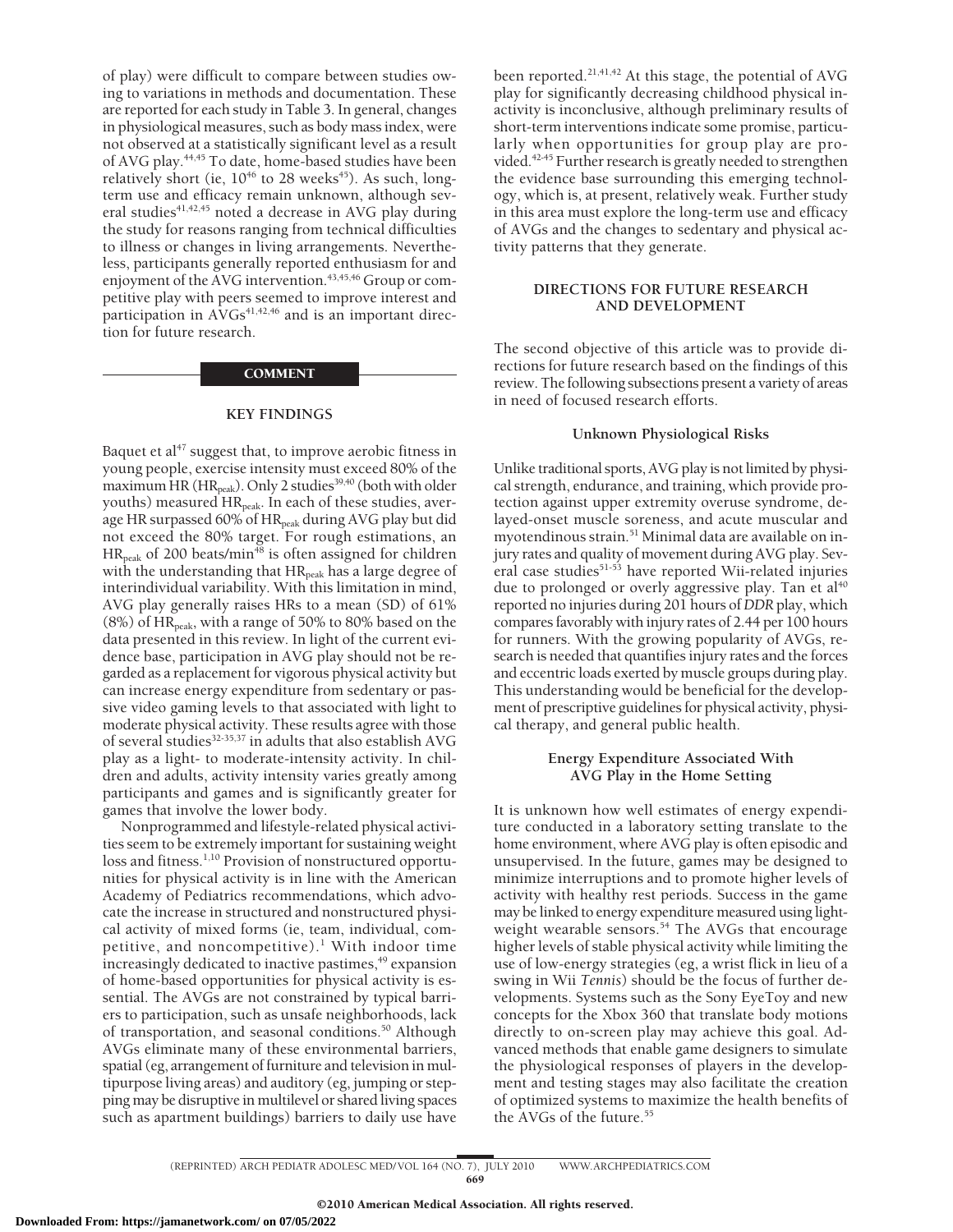of play) were difficult to compare between studies owing to variations in methods and documentation. These are reported for each study in Table 3. In general, changes in physiological measures, such as body mass index, were not observed at a statistically significant level as a result of AVG play.[44,45] To date, home-based studies have been relatively short (ie, 10[46] to 28 weeks[45]). As such, long-term use and efficacy remain unknown, although several studies[41,42,45] noted a decrease in AVG play during the study for reasons ranging from technical difficulties to illness or changes in living arrangements. Nevertheless, participants generally reported enthusiasm for and enjoyment of the AVG intervention.[43,45,46] Group or competitive play with peers seemed to improve interest and participation in AVGs[41,42,46] and is an important direction for future research.

## COMMENT

### KEY FINDINGS

Baquet et al[47] suggest that, to improve aerobic fitness in young people, exercise intensity must exceed 80% of the maximum HR ($HR_{peak}$). Only 2 studies[39,40] (both with older youths) measured $HR_{peak}$. In each of these studies, average HR surpassed 60% of $HR_{peak}$ during AVG play but did not exceed the 80% target. For rough estimations, an $HR_{peak}$ of 200 beats/min[48] is often assigned for children with the understanding that $HR_{peak}$ has a large degree of interindividual variability. With this limitation in mind, AVG play generally raises HRs to a mean (SD) of 61% (8%) of $HR_{peak}$, with a range of 50% to 80% based on the data presented in this review. In light of the current evidence base, participation in AVG play should not be regarded as a replacement for vigorous physical activity but can increase energy expenditure from sedentary or passive video gaming levels to that associated with light to moderate physical activity. These results agree with those of several studies[32-35,37] in adults that also establish AVG play as a light- to moderate-intensity activity. In children and adults, activity intensity varies greatly among participants and games and is significantly greater for games that involve the lower body.

Nonprogrammed and lifestyle-related physical activities seem to be extremely important for sustaining weight loss and fitness.[1,10] Provision of nonstructured opportunities for physical activity is in line with the American Academy of Pediatrics recommendations, which advocate the increase in structured and nonstructured physical activity of mixed forms (ie, team, individual, competitive, and noncompetitive).[1] With indoor time increasingly dedicated to inactive pastimes,[49] expansion of home-based opportunities for physical activity is essential. The AVGs are not constrained by typical barriers to participation, such as unsafe neighborhoods, lack of transportation, and seasonal conditions.[50] Although AVGs eliminate many of these environmental barriers, spatial (eg, arrangement of furniture and television in multipurpose living areas) and auditory (eg, jumping or stepping may be disruptive in multilevel or shared living spaces such as apartment buildings) barriers to daily use have been reported.[21,41,42] At this stage, the potential of AVG play for significantly decreasing childhood physical inactivity is inconclusive, although preliminary results of short-term interventions indicate some promise, particularly when opportunities for group play are provided.[42-45] Further research is greatly needed to strengthen the evidence base surrounding this emerging technology, which is, at present, relatively weak. Further study in this area must explore the long-term use and efficacy of AVGs and the changes to sedentary and physical activity patterns that they generate.

### DIRECTIONS FOR FUTURE RESEARCH AND DEVELOPMENT

The second objective of this article was to provide directions for future research based on the findings of this review. The following subsections present a variety of areas in need of focused research efforts.

#### Unknown Physiological Risks

Unlike traditional sports, AVG play is not limited by physical strength, endurance, and training, which provide protection against upper extremity overuse syndrome, delayed-onset muscle soreness, and acute muscular and myotendinous strain.[51] Minimal data are available on injury rates and quality of movement during AVG play. Several case studies[51-53] have reported Wii-related injuries due to prolonged or overly aggressive play. Tan et al[40] reported no injuries during 201 hours of *DDR* play, which compares favorably with injury rates of 2.44 per 100 hours for runners. With the growing popularity of AVGs, research is needed that quantifies injury rates and the forces and eccentric loads exerted by muscle groups during play. This understanding would be beneficial for the development of prescriptive guidelines for physical activity, physical therapy, and general public health.

#### Energy Expenditure Associated With AVG Play in the Home Setting

It is unknown how well estimates of energy expenditure conducted in a laboratory setting translate to the home environment, where AVG play is often episodic and unsupervised. In the future, games may be designed to minimize interruptions and to promote higher levels of activity with healthy rest periods. Success in the game may be linked to energy expenditure measured using lightweight wearable sensors.[54] The AVGs that encourage higher levels of stable physical activity while limiting the use of low-energy strategies (eg, a wrist flick in lieu of a swing in Wii *Tennis*) should be the focus of further developments. Systems such as the Sony EyeToy and new concepts for the Xbox 360 that translate body motions directly to on-screen play may achieve this goal. Advanced methods that enable game designers to simulate the physiological responses of players in the development and testing stages may also facilitate the creation of optimized systems to maximize the health benefits of the AVGs of the future.[55]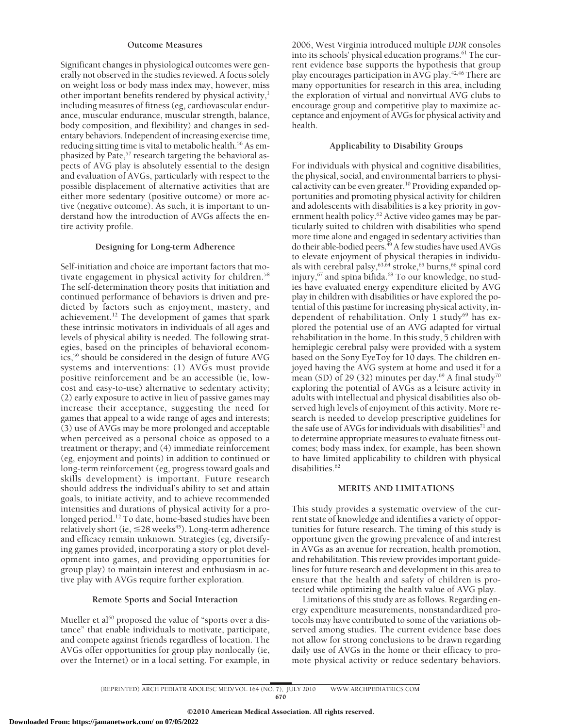### Outcome Measures

Significant changes in physiological outcomes were generally not observed in the studies reviewed. A focus solely on weight loss or body mass index may, however, miss other important benefits rendered by physical activity,[1] including measures of fitness (eg, cardiovascular endurance, muscular endurance, muscular strength, balance, body composition, and flexibility) and changes in sedentary behaviors. Independent of increasing exercise time, reducing sitting time is vital to metabolic health.[56] As emphasized by Pate,[57] research targeting the behavioral aspects of AVG play is absolutely essential to the design and evaluation of AVGs, particularly with respect to the possible displacement of alternative activities that are either more sedentary (positive outcome) or more active (negative outcome). As such, it is important to understand how the introduction of AVGs affects the entire activity profile.

### Designing for Long-term Adherence

Self-initiation and choice are important factors that motivate engagement in physical activity for children.[58] The self-determination theory posits that initiation and continued performance of behaviors is driven and predicted by factors such as enjoyment, mastery, and achievement.[12] The development of games that spark these intrinsic motivators in individuals of all ages and levels of physical ability is needed. The following strategies, based on the principles of behavioral economics,[59] should be considered in the design of future AVG systems and interventions: (1) AVGs must provide positive reinforcement and be an accessible (ie, low-cost and easy-to-use) alternative to sedentary activity; (2) early exposure to active in lieu of passive games may increase their acceptance, suggesting the need for games that appeal to a wide range of ages and interests; (3) use of AVGs may be more prolonged and acceptable when perceived as a personal choice as opposed to a treatment or therapy; and (4) immediate reinforcement (eg, enjoyment and points) in addition to continued or long-term reinforcement (eg, progress toward goals and skills development) is important. Future research should address the individual's ability to set and attain goals, to initiate activity, and to achieve recommended intensities and durations of physical activity for a prolonged period.[12] To date, home-based studies have been relatively short (ie, ≤28 weeks[45]). Long-term adherence and efficacy remain unknown. Strategies (eg, diversifying games provided, incorporating a story or plot development into games, and providing opportunities for group play) to maintain interest and enthusiasm in active play with AVGs require further exploration.

### Remote Sports and Social Interaction

Mueller et al[60] proposed the value of "sports over a distance" that enable individuals to motivate, participate, and compete against friends regardless of location. The AVGs offer opportunities for group play nonlocally (ie, over the Internet) or in a local setting. For example, in 2006, West Virginia introduced multiple *DDR* consoles into its schools' physical education programs.[61] The current evidence base supports the hypothesis that group play encourages participation in AVG play.[42,46] There are many opportunities for research in this area, including the exploration of virtual and nonvirtual AVG clubs to encourage group and competitive play to maximize acceptance and enjoyment of AVGs for physical activity and health.

### Applicability to Disability Groups

For individuals with physical and cognitive disabilities, the physical, social, and environmental barriers to physical activity can be even greater.[10] Providing expanded opportunities and promoting physical activity for children and adolescents with disabilities is a key priority in government health policy.[62] Active video games may be particularly suited to children with disabilities who spend more time alone and engaged in sedentary activities than do their able-bodied peers.[49] A few studies have used AVGs to elevate enjoyment of physical therapies in individuals with cerebral palsy,[63,64] stroke,[65] burns,[66] spinal cord injury,[67] and spina bifida.[68] To our knowledge, no studies have evaluated energy expenditure elicited by AVG play in children with disabilities or have explored the potential of this pastime for increasing physical activity, independent of rehabilitation. Only 1 study[69] has explored the potential use of an AVG adapted for virtual rehabilitation in the home. In this study, 5 children with hemiplegic cerebral palsy were provided with a system based on the Sony EyeToy for 10 days. The children enjoyed having the AVG system at home and used it for a mean (SD) of 29 (32) minutes per day.[69] A final study[70] exploring the potential of AVGs as a leisure activity in adults with intellectual and physical disabilities also observed high levels of enjoyment of this activity. More research is needed to develop prescriptive guidelines for the safe use of AVGs for individuals with disabilities[71] and to determine appropriate measures to evaluate fitness outcomes; body mass index, for example, has been shown to have limited applicability to children with physical disabilities.[62]

## MERITS AND LIMITATIONS

This study provides a systematic overview of the current state of knowledge and identifies a variety of opportunities for future research. The timing of this study is opportune given the growing prevalence of and interest in AVGs as an avenue for recreation, health promotion, and rehabilitation. This review provides important guidelines for future research and development in this area to ensure that the health and safety of children is protected while optimizing the health value of AVG play.

Limitations of this study are as follows. Regarding energy expenditure measurements, nonstandardized protocols may have contributed to some of the variations observed among studies. The current evidence base does not allow for strong conclusions to be drawn regarding daily use of AVGs in the home or their efficacy to promote physical activity or reduce sedentary behaviors.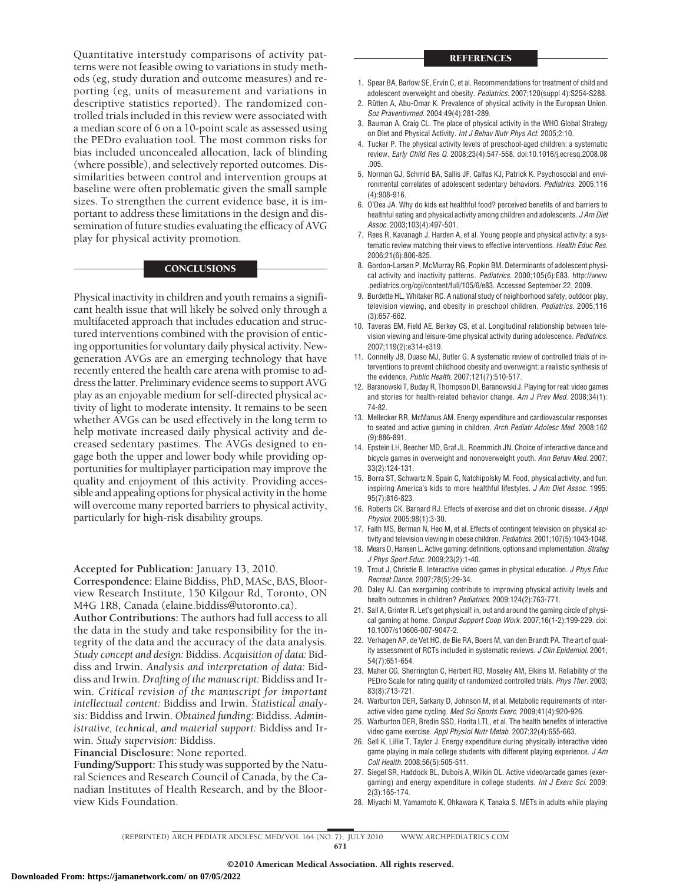Quantitative interstudy comparisons of activity patterns were not feasible owing to variations in study methods (eg, study duration and outcome measures) and reporting (eg, units of measurement and variations in descriptive statistics reported). The randomized controlled trials included in this review were associated with a median score of 6 on a 10-point scale as assessed using the PEDro evaluation tool. The most common risks for bias included unconcealed allocation, lack of blinding (where possible), and selectively reported outcomes. Dissimilarities between control and intervention groups at baseline were often problematic given the small sample sizes. To strengthen the current evidence base, it is important to address these limitations in the design and dissemination of future studies evaluating the efficacy of AVG play for physical activity promotion.

## CONCLUSIONS

Physical inactivity in children and youth remains a significant health issue that will likely be solved only through a multifaceted approach that includes education and structured interventions combined with the provision of enticing opportunities for voluntary daily physical activity. New-generation AVGs are an emerging technology that have recently entered the health care arena with promise to address the latter. Preliminary evidence seems to support AVG play as an enjoyable medium for self-directed physical activity of light to moderate intensity. It remains to be seen whether AVGs can be used effectively in the long term to help motivate increased daily physical activity and decreased sedentary pastimes. The AVGs designed to engage both the upper and lower body while providing opportunities for multiplayer participation may improve the quality and enjoyment of this activity. Providing accessible and appealing options for physical activity in the home will overcome many reported barriers to physical activity, particularly for high-risk disability groups.

**Accepted for Publication:** January 13, 2010.

**Correspondence:** Elaine Biddiss, PhD, MASc, BAS, Bloorview Research Institute, 150 Kilgour Rd, Toronto, ON M4G 1R8, Canada (elaine.biddiss@utoronto.ca).

**Author Contributions:** The authors had full access to all the data in the study and take responsibility for the integrity of the data and the accuracy of the data analysis. *Study concept and design:* Biddiss. *Acquisition of data:* Biddiss and Irwin. *Analysis and interpretation of data:* Biddiss and Irwin. *Drafting of the manuscript:* Biddiss and Irwin. *Critical revision of the manuscript for important intellectual content:* Biddiss and Irwin. *Statistical analysis:* Biddiss and Irwin. *Obtained funding:* Biddiss. *Administrative, technical, and material support:* Biddiss and Irwin. *Study supervision:* Biddiss.

**Financial Disclosure:** None reported.

**Funding/Support:** This study was supported by the Natural Sciences and Research Council of Canada, by the Canadian Institutes of Health Research, and by the Bloorview Kids Foundation.

## REFERENCES

1. Spear BA, Barlow SE, Ervin C, et al. Recommendations for treatment of child and adolescent overweight and obesity. *Pediatrics*. 2007;120(suppl 4):S254-S288.
2. Rütten A, Abu-Omar K. Prevalence of physical activity in the European Union. *Soz Praventivmed*. 2004;49(4):281-289.
3. Bauman A, Craig CL. The place of physical activity in the WHO Global Strategy on Diet and Physical Activity. *Int J Behav Nutr Phys Act*. 2005;2:10.
4. Tucker P. The physical activity levels of preschool-aged children: a systematic review. *Early Child Res Q*. 2008;23(4):547-558. doi:10.1016/j.ecresq.2008.08.005.
5. Norman GJ, Schmid BA, Sallis JF, Calfas KJ, Patrick K. Psychosocial and environmental correlates of adolescent sedentary behaviors. *Pediatrics*. 2005;116(4):908-916.
6. O'Dea JA. Why do kids eat healthful food? perceived benefits of and barriers to healthful eating and physical activity among children and adolescents. *J Am Diet Assoc*. 2003;103(4):497-501.
7. Rees R, Kavanagh J, Harden A, et al. Young people and physical activity: a systematic review matching their views to effective interventions. *Health Educ Res*. 2006;21(6):806-825.
8. Gordon-Larsen P, McMurray RG, Popkin BM. Determinants of adolescent physical activity and inactivity patterns. *Pediatrics*. 2000;105(6):E83. http://www.pediatrics.org/cgi/content/full/105/6/e83. Accessed September 22, 2009.
9. Burdette HL, Whitaker RC. A national study of neighborhood safety, outdoor play, television viewing, and obesity in preschool children. *Pediatrics*. 2005;116(3):657-662.
10. Taveras EM, Field AE, Berkey CS, et al. Longitudinal relationship between television viewing and leisure-time physical activity during adolescence. *Pediatrics*. 2007;119(2):e314-e319.
11. Connelly JB, Duaso MJ, Butler G. A systematic review of controlled trials of interventions to prevent childhood obesity and overweight: a realistic synthesis of the evidence. *Public Health*. 2007;121(7):510-517.
12. Baranowski T, Buday R, Thompson DI, Baranowski J. Playing for real: video games and stories for health-related behavior change. *Am J Prev Med*. 2008;34(1):74-82.
13. Mellecker RR, McManus AM. Energy expenditure and cardiovascular responses to seated and active gaming in children. *Arch Pediatr Adolesc Med*. 2008;162(9):886-891.
14. Epstein LH, Beecher MD, Graf JL, Roemmich JN. Choice of interactive dance and bicycle games in overweight and nonoverweight youth. *Ann Behav Med*. 2007;33(2):124-131.
15. Borra ST, Schwartz N, Spain C, Natchipolsky M. Food, physical activity, and fun: inspiring America's kids to more healthful lifestyles. *J Am Diet Assoc*. 1995;95(7):816-823.
16. Roberts CK, Barnard RJ. Effects of exercise and diet on chronic disease. *J Appl Physiol*. 2005;98(1):3-30.
17. Faith MS, Berman N, Heo M, et al. Effects of contingent television on physical activity and television viewing in obese children. *Pediatrics*. 2001;107(5):1043-1048.
18. Mears D, Hansen L. Active gaming: definitions, options and implementation. *Strateg J Phys Sport Educ*. 2009;23(2):1-40.
19. Trout J, Christie B. Interactive video games in physical education. *J Phys Educ Recreat Dance*. 2007;78(5):29-34.
20. Daley AJ. Can exergaming contribute to improving physical activity levels and health outcomes in children? *Pediatrics*. 2009;124(2):763-771.
21. Sall A, Grinter R. Let's get physical! in, out and around the gaming circle of physical gaming at home. *Comput Support Coop Work*. 2007;16(1-2):199-229. doi:10.1007/s10606-007-9047-2.
22. Verhagen AP, de Vet HC, de Bie RA, Boers M, van den Brandt PA. The art of quality assessment of RCTs included in systematic reviews. *J Clin Epidemiol*. 2001;54(7):651-654.
23. Maher CG, Sherrington C, Herbert RD, Moseley AM, Elkins M. Reliability of the PEDro Scale for rating quality of randomized controlled trials. *Phys Ther*. 2003;83(8):713-721.
24. Warburton DER, Sarkany D, Johnson M, et al. Metabolic requirements of interactive video game cycling. *Med Sci Sports Exerc*. 2009;41(4):920-926.
25. Warburton DER, Bredin SSD, Horita LTL, et al. The health benefits of interactive video game exercise. *Appl Physiol Nutr Metab*. 2007;32(4):655-663.
26. Sell K, Lillie T, Taylor J. Energy expenditure during physically interactive video game playing in male college students with different playing experience. *J Am Coll Health*. 2008;56(5):505-511.
27. Siegel SR, Haddock BL, Dubois A, Wilkin DL. Active video/arcade games (exergaming) and energy expenditure in college students. *Int J Exerc Sci*. 2009;2(3):165-174.
28. Miyachi M, Yamamoto K, Ohkawara K, Tanaka S. METs in adults while playing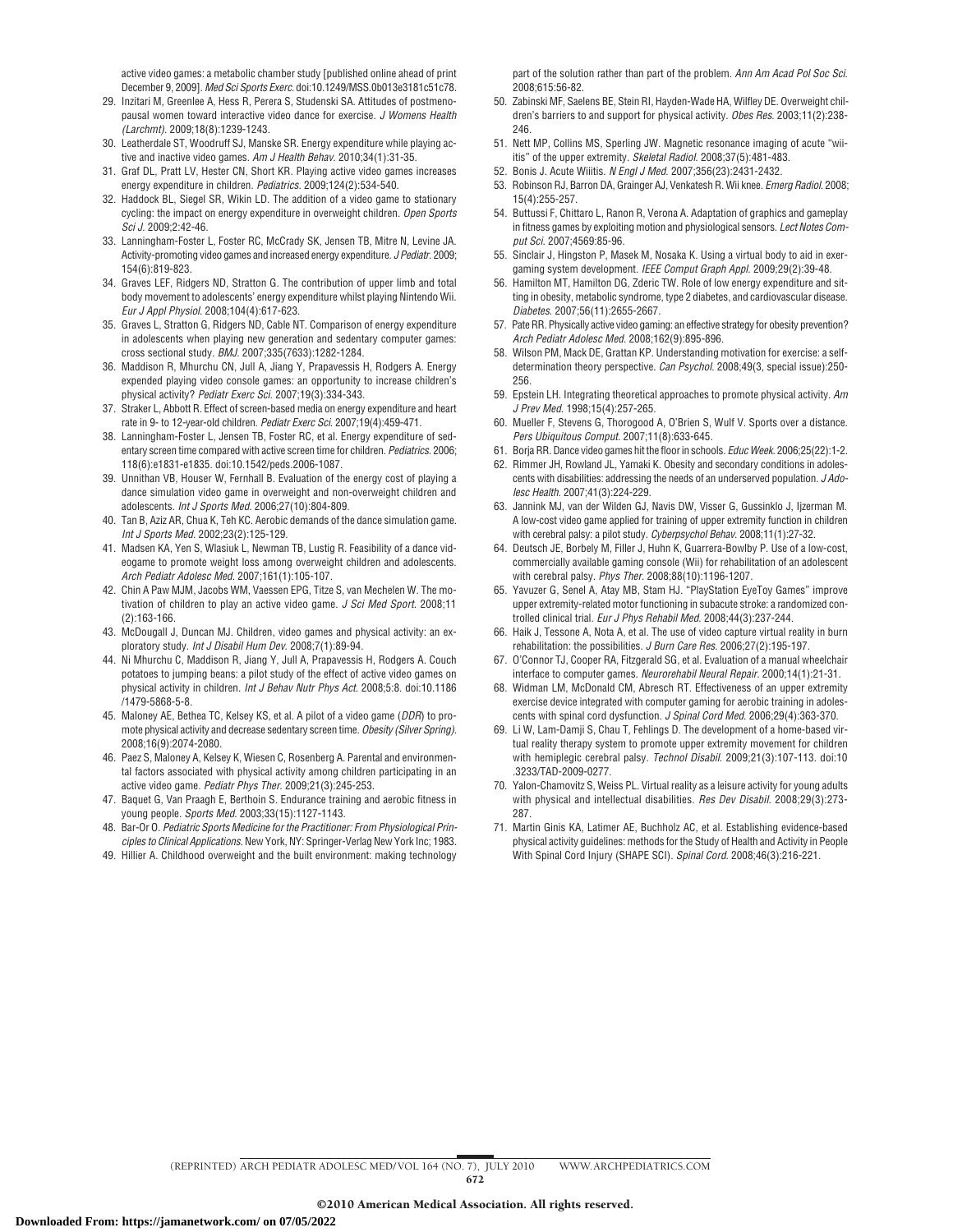active video games: a metabolic chamber study [published online ahead of print December 9, 2009]. *Med Sci Sports Exerc*. doi:10.1249/MSS.0b013e3181c51c78.

29. Inzitari M, Greenlee A, Hess R, Perera S, Studenski SA. Attitudes of postmenopausal women toward interactive video dance for exercise. *J Womens Health (Larchmt)*. 2009;18(8):1239-1243.
30. Leatherdale ST, Woodruff SJ, Manske SR. Energy expenditure while playing active and inactive video games. *Am J Health Behav*. 2010;34(1):31-35.
31. Graf DL, Pratt LV, Hester CN, Short KR. Playing active video games increases energy expenditure in children. *Pediatrics*. 2009;124(2):534-540.
32. Haddock BL, Siegel SR, Wikin LD. The addition of a video game to stationary cycling: the impact on energy expenditure in overweight children. *Open Sports Sci J*. 2009;2:42-46.
33. Lanningham-Foster L, Foster RC, McCrady SK, Jensen TB, Mitre N, Levine JA. Activity-promoting video games and increased energy expenditure. *J Pediatr*. 2009;154(6):819-823.
34. Graves LEF, Ridgers ND, Stratton G. The contribution of upper limb and total body movement to adolescents' energy expenditure whilst playing Nintendo Wii. *Eur J Appl Physiol*. 2008;104(4):617-623.
35. Graves L, Stratton G, Ridgers ND, Cable NT. Comparison of energy expenditure in adolescents when playing new generation and sedentary computer games: cross sectional study. *BMJ*. 2007;335(7633):1282-1284.
36. Maddison R, Mhurchu CN, Jull A, Jiang Y, Prapavessis H, Rodgers A. Energy expended playing video console games: an opportunity to increase children's physical activity? *Pediatr Exerc Sci*. 2007;19(3):334-343.
37. Straker L, Abbott R. Effect of screen-based media on energy expenditure and heart rate in 9- to 12-year-old children. *Pediatr Exerc Sci*. 2007;19(4):459-471.
38. Lanningham-Foster L, Jensen TB, Foster RC, et al. Energy expenditure of sedentary screen time compared with active screen time for children. *Pediatrics*. 2006;118(6):e1831-e1835. doi:10.1542/peds.2006-1087.
39. Unnithan VB, Houser W, Fernhall B. Evaluation of the energy cost of playing a dance simulation video game in overweight and non-overweight children and adolescents. *Int J Sports Med*. 2006;27(10):804-809.
40. Tan B, Aziz AR, Chua K, Teh KC. Aerobic demands of the dance simulation game. *Int J Sports Med*. 2002;23(2):125-129.
41. Madsen KA, Yen S, Wlasiuk L, Newman TB, Lustig R. Feasibility of a dance videogame to promote weight loss among overweight children and adolescents. *Arch Pediatr Adolesc Med*. 2007;161(1):105-107.
42. Chin A Paw MJM, Jacobs WM, Vaessen EPG, Titze S, van Mechelen W. The motivation of children to play an active video game. *J Sci Med Sport*. 2008;11(2):163-166.
43. McDougall J, Duncan MJ. Children, video games and physical activity: an exploratory study. *Int J Disabil Hum Dev*. 2008;7(1):89-94.
44. Ni Mhurchu C, Maddison R, Jiang Y, Jull A, Prapavessis H, Rodgers A. Couch potatoes to jumping beans: a pilot study of the effect of active video games on physical activity in children. *Int J Behav Nutr Phys Act*. 2008;5:8. doi:10.1186/1479-5868-5-8.
45. Maloney AE, Bethea TC, Kelsey KS, et al. A pilot of a video game (*DDR*) to promote physical activity and decrease sedentary screen time. *Obesity (Silver Spring)*. 2008;16(9):2074-2080.
46. Paez S, Maloney A, Kelsey K, Wiesen C, Rosenberg A. Parental and environmental factors associated with physical activity among children participating in an active video game. *Pediatr Phys Ther*. 2009;21(3):245-253.
47. Baquet G, Van Praagh E, Berthoin S. Endurance training and aerobic fitness in young people. *Sports Med*. 2003;33(15):1127-1143.
48. Bar-Or O. *Pediatric Sports Medicine for the Practitioner: From Physiological Principles to Clinical Applications*. New York, NY: Springer-Verlag New York Inc; 1983.
49. Hillier A. Childhood overweight and the built environment: making technology part of the solution rather than part of the problem. *Ann Am Acad Pol Soc Sci*. 2008;615:56-82.
50. Zabinski MF, Saelens BE, Stein RI, Hayden-Wade HA, Wilfley DE. Overweight children's barriers to and support for physical activity. *Obes Res*. 2003;11(2):238-246.
51. Nett MP, Collins MS, Sperling JW. Magnetic resonance imaging of acute "wiiitis" of the upper extremity. *Skeletal Radiol*. 2008;37(5):481-483.
52. Bonis J. Acute Wiiitis. *N Engl J Med*. 2007;356(23):2431-2432.
53. Robinson RJ, Barron DA, Grainger AJ, Venkatesh R. Wii knee. *Emerg Radiol*. 2008;15(4):255-257.
54. Buttussi F, Chittaro L, Ranon R, Verona A. Adaptation of graphics and gameplay in fitness games by exploiting motion and physiological sensors. *Lect Notes Comput Sci*. 2007;4569:85-96.
55. Sinclair J, Hingston P, Masek M, Nosaka K. Using a virtual body to aid in exergaming system development. *IEEE Comput Graph Appl*. 2009;29(2):39-48.
56. Hamilton MT, Hamilton DG, Zderic TW. Role of low energy expenditure and sitting in obesity, metabolic syndrome, type 2 diabetes, and cardiovascular disease. *Diabetes*. 2007;56(11):2655-2667.
57. Pate RR. Physically active video gaming: an effective strategy for obesity prevention? *Arch Pediatr Adolesc Med*. 2008;162(9):895-896.
58. Wilson PM, Mack DE, Grattan KP. Understanding motivation for exercise: a self-determination theory perspective. *Can Psychol*. 2008;49(3, special issue):250-256.
59. Epstein LH. Integrating theoretical approaches to promote physical activity. *Am J Prev Med*. 1998;15(4):257-265.
60. Mueller F, Stevens G, Thorogood A, O'Brien S, Wulf V. Sports over a distance. *Pers Ubiquitous Comput*. 2007;11(8):633-645.
61. Borja RR. Dance video games hit the floor in schools. *Educ Week*. 2006;25(22):1-2.
62. Rimmer JH, Rowland JL, Yamaki K. Obesity and secondary conditions in adolescents with disabilities: addressing the needs of an underserved population. *J Adolesc Health*. 2007;41(3):224-229.
63. Jannink MJ, van der Wilden GJ, Navis DW, Visser G, Gussinklo J, Ijzerman M. A low-cost video game applied for training of upper extremity function in children with cerebral palsy: a pilot study. *Cyberpsychol Behav*. 2008;11(1):27-32.
64. Deutsch JE, Borbely M, Filler J, Huhn K, Guarrera-Bowlby P. Use of a low-cost, commercially available gaming console (Wii) for rehabilitation of an adolescent with cerebral palsy. *Phys Ther*. 2008;88(10):1196-1207.
65. Yavuzer G, Senel A, Atay MB, Stam HJ. "PlayStation EyeToy Games" improve upper extremity-related motor functioning in subacute stroke: a randomized controlled clinical trial. *Eur J Phys Rehabil Med*. 2008;44(3):237-244.
66. Haik J, Tessone A, Nota A, et al. The use of video capture virtual reality in burn rehabilitation: the possibilities. *J Burn Care Res*. 2006;27(2):195-197.
67. O'Connor TJ, Cooper RA, Fitzgerald SG, et al. Evaluation of a manual wheelchair interface to computer games. *Neurorehabil Neural Repair*. 2000;14(1):21-31.
68. Widman LM, McDonald CM, Abresch RT. Effectiveness of an upper extremity exercise device integrated with computer gaming for aerobic training in adolescents with spinal cord dysfunction. *J Spinal Cord Med*. 2006;29(4):363-370.
69. Li W, Lam-Damji S, Chau T, Fehlings D. The development of a home-based virtual reality therapy system to promote upper extremity movement for children with hemiplegic cerebral palsy. *Technol Disabil*. 2009;21(3):107-113. doi:10.3233/TAD-2009-0277.
70. Yalon-Chamovitz S, Weiss PL. Virtual reality as a leisure activity for young adults with physical and intellectual disabilities. *Res Dev Disabil*. 2008;29(3):273-287.
71. Martin Ginis KA, Latimer AE, Buchholz AC, et al. Establishing evidence-based physical activity guidelines: methods for the Study of Health and Activity in People With Spinal Cord Injury (SHAPE SCI). *Spinal Cord*. 2008;46(3):216-221.